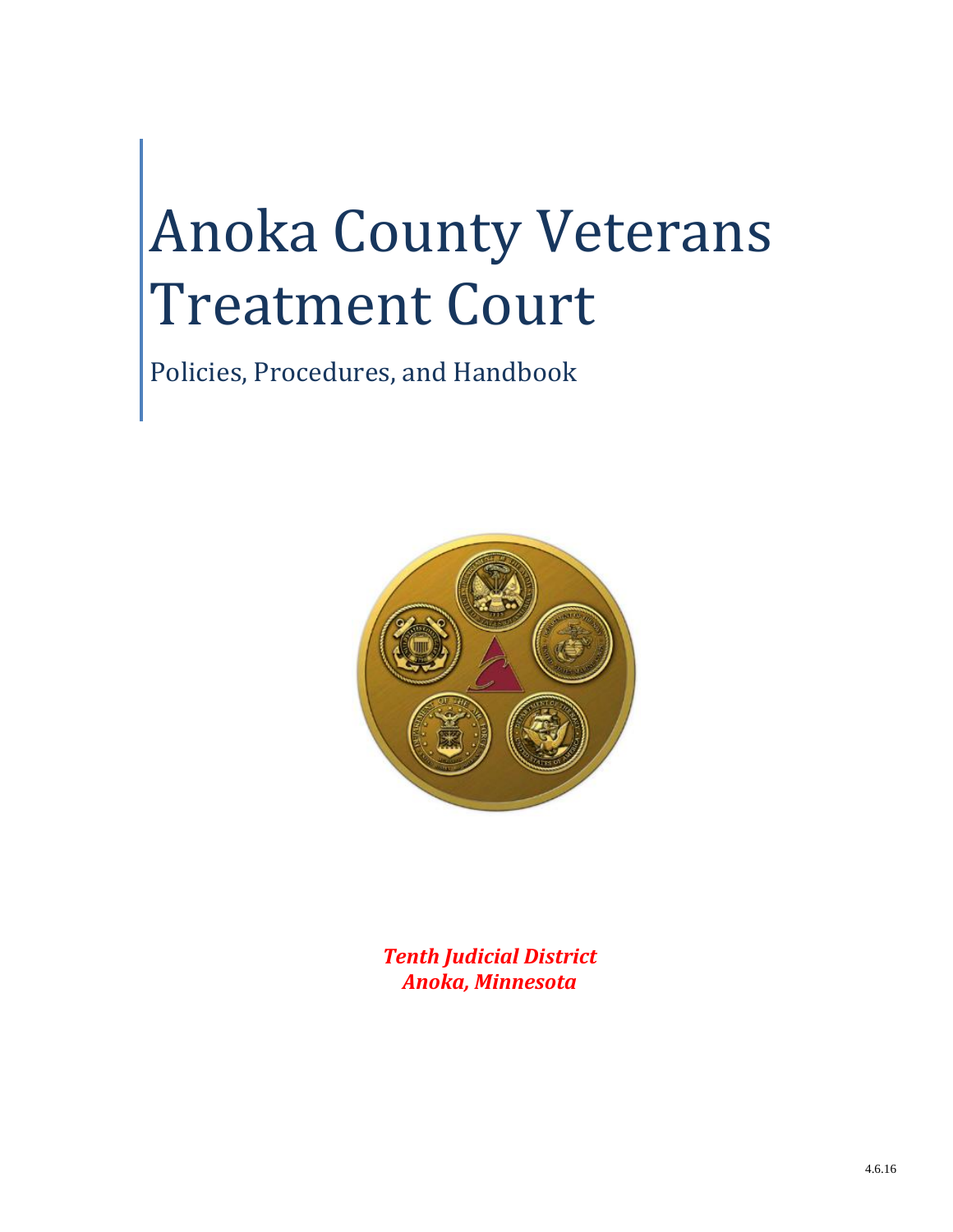# Anoka County Veterans Treatment Court

Policies, Procedures, and Handbook

***Tenth Judicial District***
***Anoka, Minnesota***

4.6.16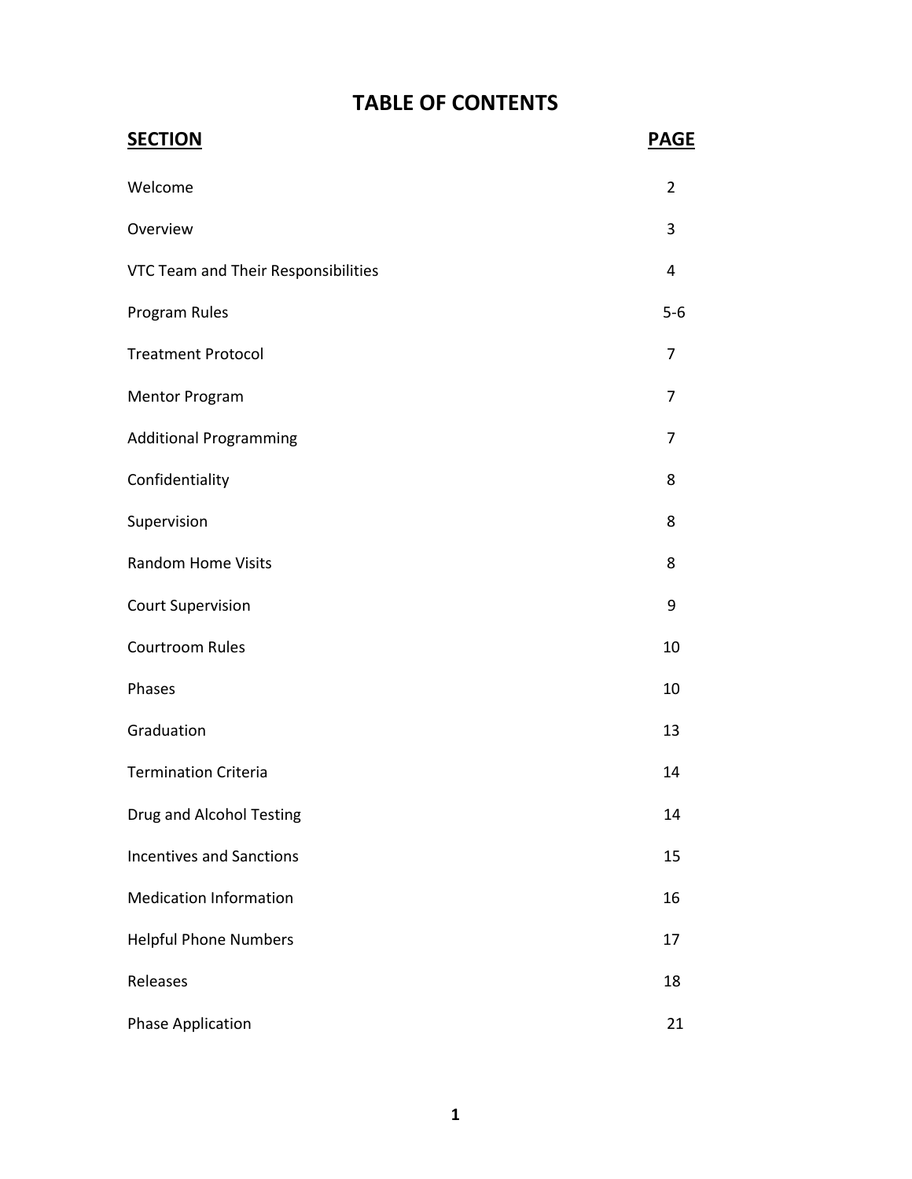# TABLE OF CONTENTS

| SECTION | PAGE |
|---|---|
| Welcome | 2 |
| Overview | 3 |
| VTC Team and Their Responsibilities | 4 |
| Program Rules | 5-6 |
| Treatment Protocol | 7 |
| Mentor Program | 7 |
| Additional Programming | 7 |
| Confidentiality | 8 |
| Supervision | 8 |
| Random Home Visits | 8 |
| Court Supervision | 9 |
| Courtroom Rules | 10 |
| Phases | 10 |
| Graduation | 13 |
| Termination Criteria | 14 |
| Drug and Alcohol Testing | 14 |
| Incentives and Sanctions | 15 |
| Medication Information | 16 |
| Helpful Phone Numbers | 17 |
| Releases | 18 |
| Phase Application | 21 |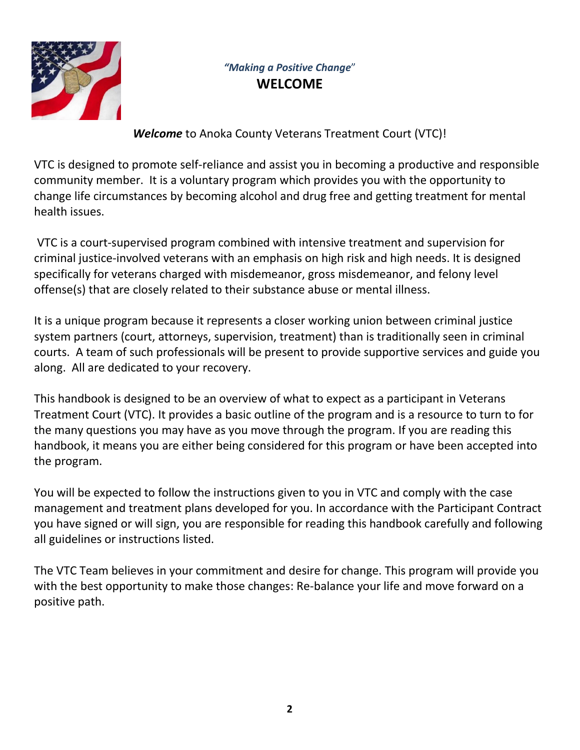*"Making a Positive Change"*

# WELCOME

***Welcome*** to Anoka County Veterans Treatment Court (VTC)!

VTC is designed to promote self-reliance and assist you in becoming a productive and responsible community member. It is a voluntary program which provides you with the opportunity to change life circumstances by becoming alcohol and drug free and getting treatment for mental health issues.

VTC is a court-supervised program combined with intensive treatment and supervision for criminal justice-involved veterans with an emphasis on high risk and high needs. It is designed specifically for veterans charged with misdemeanor, gross misdemeanor, and felony level offense(s) that are closely related to their substance abuse or mental illness.

It is a unique program because it represents a closer working union between criminal justice system partners (court, attorneys, supervision, treatment) than is traditionally seen in criminal courts. A team of such professionals will be present to provide supportive services and guide you along. All are dedicated to your recovery.

This handbook is designed to be an overview of what to expect as a participant in Veterans Treatment Court (VTC). It provides a basic outline of the program and is a resource to turn to for the many questions you may have as you move through the program. If you are reading this handbook, it means you are either being considered for this program or have been accepted into the program.

You will be expected to follow the instructions given to you in VTC and comply with the case management and treatment plans developed for you. In accordance with the Participant Contract you have signed or will sign, you are responsible for reading this handbook carefully and following all guidelines or instructions listed.

The VTC Team believes in your commitment and desire for change. This program will provide you with the best opportunity to make those changes: Re-balance your life and move forward on a positive path.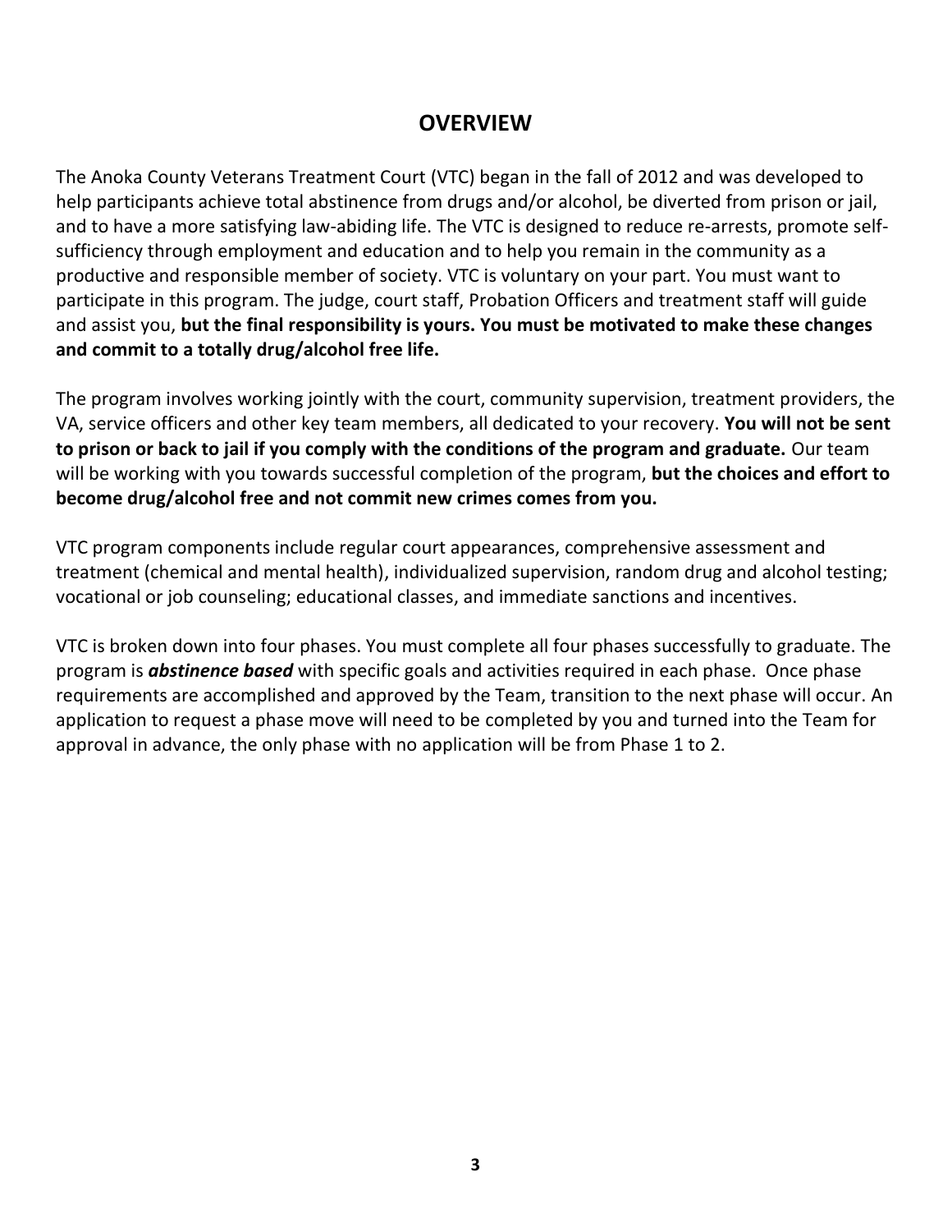## OVERVIEW

The Anoka County Veterans Treatment Court (VTC) began in the fall of 2012 and was developed to help participants achieve total abstinence from drugs and/or alcohol, be diverted from prison or jail, and to have a more satisfying law-abiding life. The VTC is designed to reduce re-arrests, promote self-sufficiency through employment and education and to help you remain in the community as a productive and responsible member of society. VTC is voluntary on your part. You must want to participate in this program. The judge, court staff, Probation Officers and treatment staff will guide and assist you, **but the final responsibility is yours. You must be motivated to make these changes and commit to a totally drug/alcohol free life.**

The program involves working jointly with the court, community supervision, treatment providers, the VA, service officers and other key team members, all dedicated to your recovery. **You will not be sent to prison or back to jail if you comply with the conditions of the program and graduate.** Our team will be working with you towards successful completion of the program, **but the choices and effort to become drug/alcohol free and not commit new crimes comes from you.**

VTC program components include regular court appearances, comprehensive assessment and treatment (chemical and mental health), individualized supervision, random drug and alcohol testing; vocational or job counseling; educational classes, and immediate sanctions and incentives.

VTC is broken down into four phases. You must complete all four phases successfully to graduate. The program is ***abstinence based*** with specific goals and activities required in each phase. Once phase requirements are accomplished and approved by the Team, transition to the next phase will occur. An application to request a phase move will need to be completed by you and turned into the Team for approval in advance, the only phase with no application will be from Phase 1 to 2.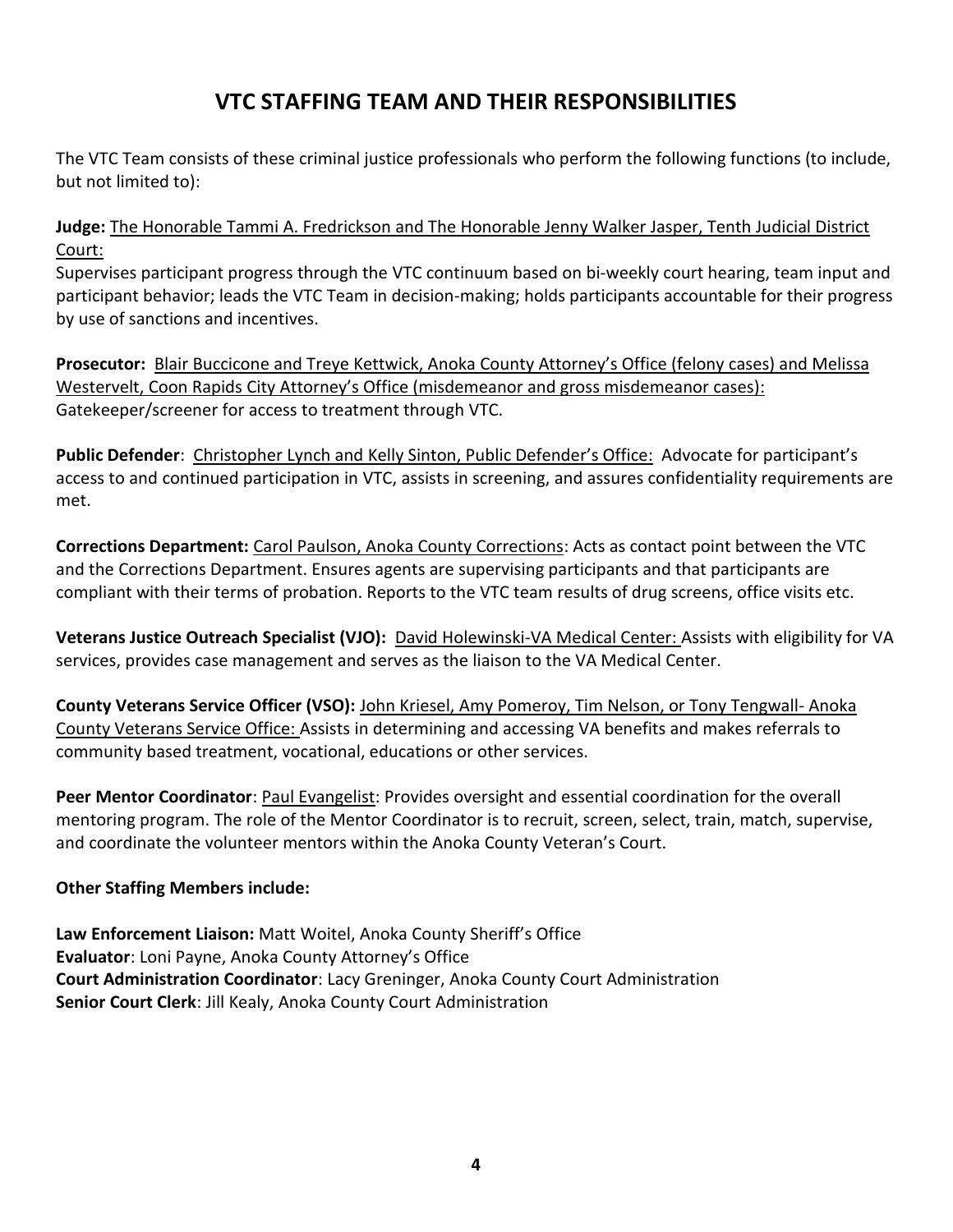# VTC STAFFING TEAM AND THEIR RESPONSIBILITIES

The VTC Team consists of these criminal justice professionals who perform the following functions (to include, but not limited to):

**Judge:** The Honorable Tammi A. Fredrickson and The Honorable Jenny Walker Jasper, Tenth Judicial District Court:
Supervises participant progress through the VTC continuum based on bi-weekly court hearing, team input and participant behavior; leads the VTC Team in decision-making; holds participants accountable for their progress by use of sanctions and incentives.

**Prosecutor:** Blair Buccicone and Treye Kettwick, Anoka County Attorney's Office (felony cases) and Melissa Westervelt, Coon Rapids City Attorney's Office (misdemeanor and gross misdemeanor cases):
Gatekeeper/screener for access to treatment through VTC.

**Public Defender**: Christopher Lynch and Kelly Sinton, Public Defender's Office: Advocate for participant's access to and continued participation in VTC, assists in screening, and assures confidentiality requirements are met.

**Corrections Department:** Carol Paulson, Anoka County Corrections: Acts as contact point between the VTC and the Corrections Department. Ensures agents are supervising participants and that participants are compliant with their terms of probation. Reports to the VTC team results of drug screens, office visits etc.

**Veterans Justice Outreach Specialist (VJO):** David Holewinski-VA Medical Center: Assists with eligibility for VA services, provides case management and serves as the liaison to the VA Medical Center.

**County Veterans Service Officer (VSO):** John Kriesel, Amy Pomeroy, Tim Nelson, or Tony Tengwall- Anoka County Veterans Service Office: Assists in determining and accessing VA benefits and makes referrals to community based treatment, vocational, educations or other services.

**Peer Mentor Coordinator**: Paul Evangelist: Provides oversight and essential coordination for the overall mentoring program. The role of the Mentor Coordinator is to recruit, screen, select, train, match, supervise, and coordinate the volunteer mentors within the Anoka County Veteran's Court.

**Other Staffing Members include:**

**Law Enforcement Liaison:** Matt Woitel, Anoka County Sheriff's Office
**Evaluator**: Loni Payne, Anoka County Attorney's Office
**Court Administration Coordinator**: Lacy Greninger, Anoka County Court Administration
**Senior Court Clerk**: Jill Kealy, Anoka County Court Administration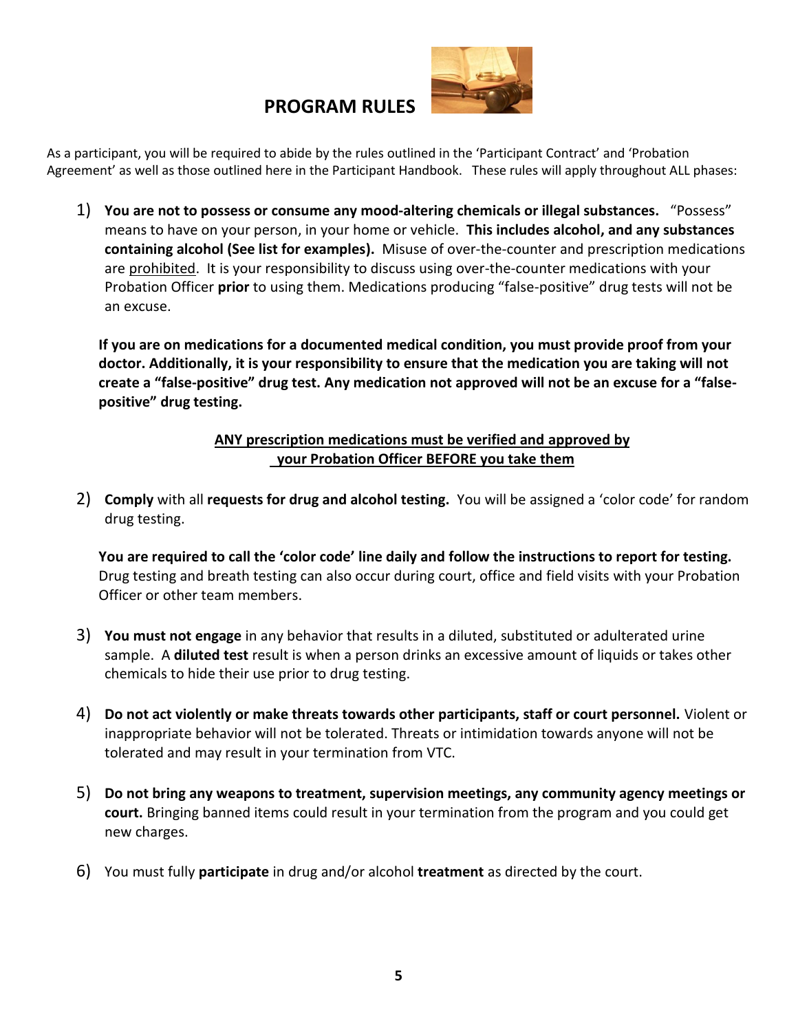# PROGRAM RULES

As a participant, you will be required to abide by the rules outlined in the 'Participant Contract' and 'Probation Agreement' as well as those outlined here in the Participant Handbook. These rules will apply throughout ALL phases:

1) **You are not to possess or consume any mood-altering chemicals or illegal substances.** "Possess" means to have on your person, in your home or vehicle. **This includes alcohol, and any substances containing alcohol (See list for examples).** Misuse of over-the-counter and prescription medications are <u>prohibited</u>. It is your responsibility to discuss using over-the-counter medications with your Probation Officer **prior** to using them. Medications producing "false-positive" drug tests will not be an excuse.

   **If you are on medications for a documented medical condition, you must provide proof from your doctor. Additionally, it is your responsibility to ensure that the medication you are taking will not create a "false-positive" drug test. Any medication not approved will not be an excuse for a "false-positive" drug testing.**

   <u>**ANY prescription medications must be verified and approved by your Probation Officer BEFORE you take them**</u>

2) **Comply** with all **requests for drug and alcohol testing.** You will be assigned a 'color code' for random drug testing.

   **You are required to call the 'color code' line daily and follow the instructions to report for testing.** Drug testing and breath testing can also occur during court, office and field visits with your Probation Officer or other team members.

3) **You must not engage** in any behavior that results in a diluted, substituted or adulterated urine sample. A **diluted test** result is when a person drinks an excessive amount of liquids or takes other chemicals to hide their use prior to drug testing.

4) **Do not act violently or make threats towards other participants, staff or court personnel.** Violent or inappropriate behavior will not be tolerated. Threats or intimidation towards anyone will not be tolerated and may result in your termination from VTC.

5) **Do not bring any weapons to treatment, supervision meetings, any community agency meetings or court.** Bringing banned items could result in your termination from the program and you could get new charges.

6) You must fully **participate** in drug and/or alcohol **treatment** as directed by the court.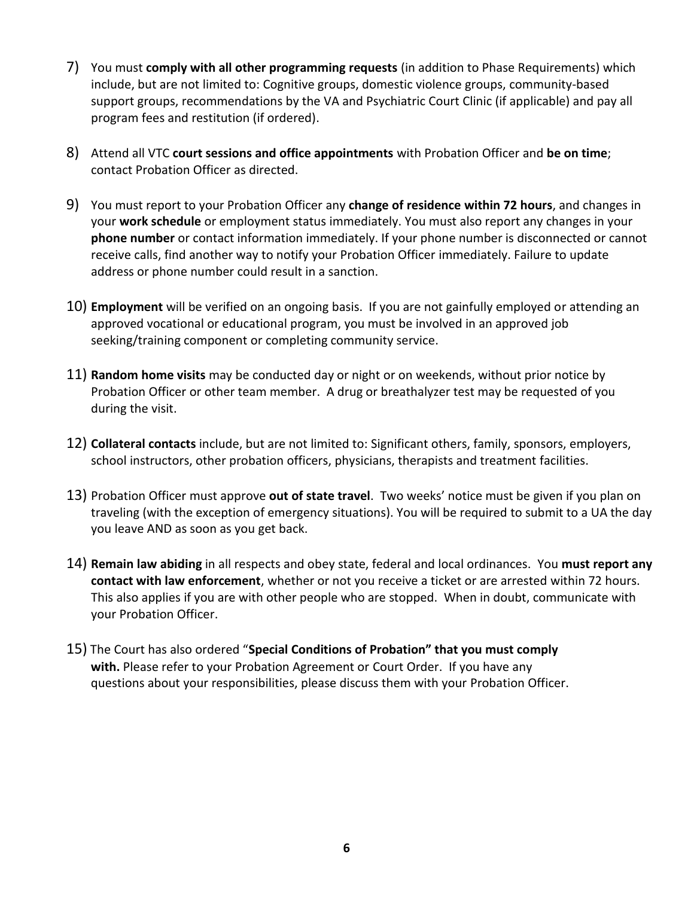7) You must **comply with all other programming requests** (in addition to Phase Requirements) which include, but are not limited to: Cognitive groups, domestic violence groups, community-based support groups, recommendations by the VA and Psychiatric Court Clinic (if applicable) and pay all program fees and restitution (if ordered).

8) Attend all VTC **court sessions and office appointments** with Probation Officer and **be on time**; contact Probation Officer as directed.

9) You must report to your Probation Officer any **change of residence within 72 hours**, and changes in your **work schedule** or employment status immediately. You must also report any changes in your **phone number** or contact information immediately. If your phone number is disconnected or cannot receive calls, find another way to notify your Probation Officer immediately. Failure to update address or phone number could result in a sanction.

10) **Employment** will be verified on an ongoing basis. If you are not gainfully employed or attending an approved vocational or educational program, you must be involved in an approved job seeking/training component or completing community service.

11) **Random home visits** may be conducted day or night or on weekends, without prior notice by Probation Officer or other team member. A drug or breathalyzer test may be requested of you during the visit.

12) **Collateral contacts** include, but are not limited to: Significant others, family, sponsors, employers, school instructors, other probation officers, physicians, therapists and treatment facilities.

13) Probation Officer must approve **out of state travel**. Two weeks' notice must be given if you plan on traveling (with the exception of emergency situations). You will be required to submit to a UA the day you leave AND as soon as you get back.

14) **Remain law abiding** in all respects and obey state, federal and local ordinances. You **must report any contact with law enforcement**, whether or not you receive a ticket or are arrested within 72 hours. This also applies if you are with other people who are stopped. When in doubt, communicate with your Probation Officer.

15) The Court has also ordered "**Special Conditions of Probation" that you must comply with.** Please refer to your Probation Agreement or Court Order. If you have any questions about your responsibilities, please discuss them with your Probation Officer.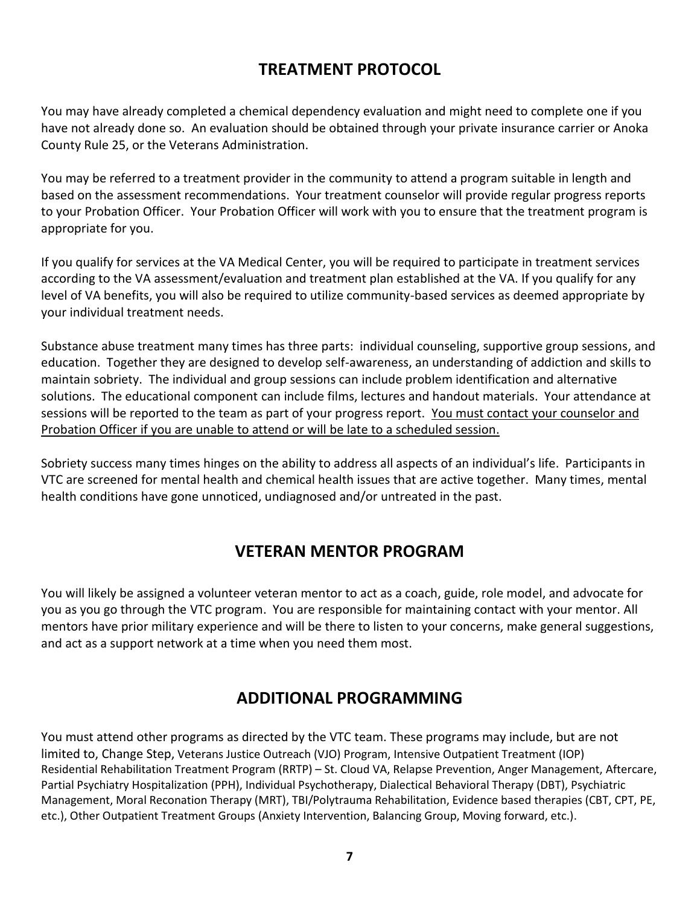## TREATMENT PROTOCOL

You may have already completed a chemical dependency evaluation and might need to complete one if you have not already done so. An evaluation should be obtained through your private insurance carrier or Anoka County Rule 25, or the Veterans Administration.

You may be referred to a treatment provider in the community to attend a program suitable in length and based on the assessment recommendations. Your treatment counselor will provide regular progress reports to your Probation Officer. Your Probation Officer will work with you to ensure that the treatment program is appropriate for you.

If you qualify for services at the VA Medical Center, you will be required to participate in treatment services according to the VA assessment/evaluation and treatment plan established at the VA. If you qualify for any level of VA benefits, you will also be required to utilize community-based services as deemed appropriate by your individual treatment needs.

Substance abuse treatment many times has three parts: individual counseling, supportive group sessions, and education. Together they are designed to develop self-awareness, an understanding of addiction and skills to maintain sobriety. The individual and group sessions can include problem identification and alternative solutions. The educational component can include films, lectures and handout materials. Your attendance at sessions will be reported to the team as part of your progress report. <u>You must contact your counselor and Probation Officer if you are unable to attend or will be late to a scheduled session.</u>

Sobriety success many times hinges on the ability to address all aspects of an individual's life. Participants in VTC are screened for mental health and chemical health issues that are active together. Many times, mental health conditions have gone unnoticed, undiagnosed and/or untreated in the past.

## VETERAN MENTOR PROGRAM

You will likely be assigned a volunteer veteran mentor to act as a coach, guide, role model, and advocate for you as you go through the VTC program. You are responsible for maintaining contact with your mentor. All mentors have prior military experience and will be there to listen to your concerns, make general suggestions, and act as a support network at a time when you need them most.

## ADDITIONAL PROGRAMMING

You must attend other programs as directed by the VTC team. These programs may include, but are not limited to, Change Step, Veterans Justice Outreach (VJO) Program, Intensive Outpatient Treatment (IOP) Residential Rehabilitation Treatment Program (RRTP) – St. Cloud VA, Relapse Prevention, Anger Management, Aftercare, Partial Psychiatry Hospitalization (PPH), Individual Psychotherapy, Dialectical Behavioral Therapy (DBT), Psychiatric Management, Moral Reconation Therapy (MRT), TBI/Polytrauma Rehabilitation, Evidence based therapies (CBT, CPT, PE, etc.), Other Outpatient Treatment Groups (Anxiety Intervention, Balancing Group, Moving forward, etc.).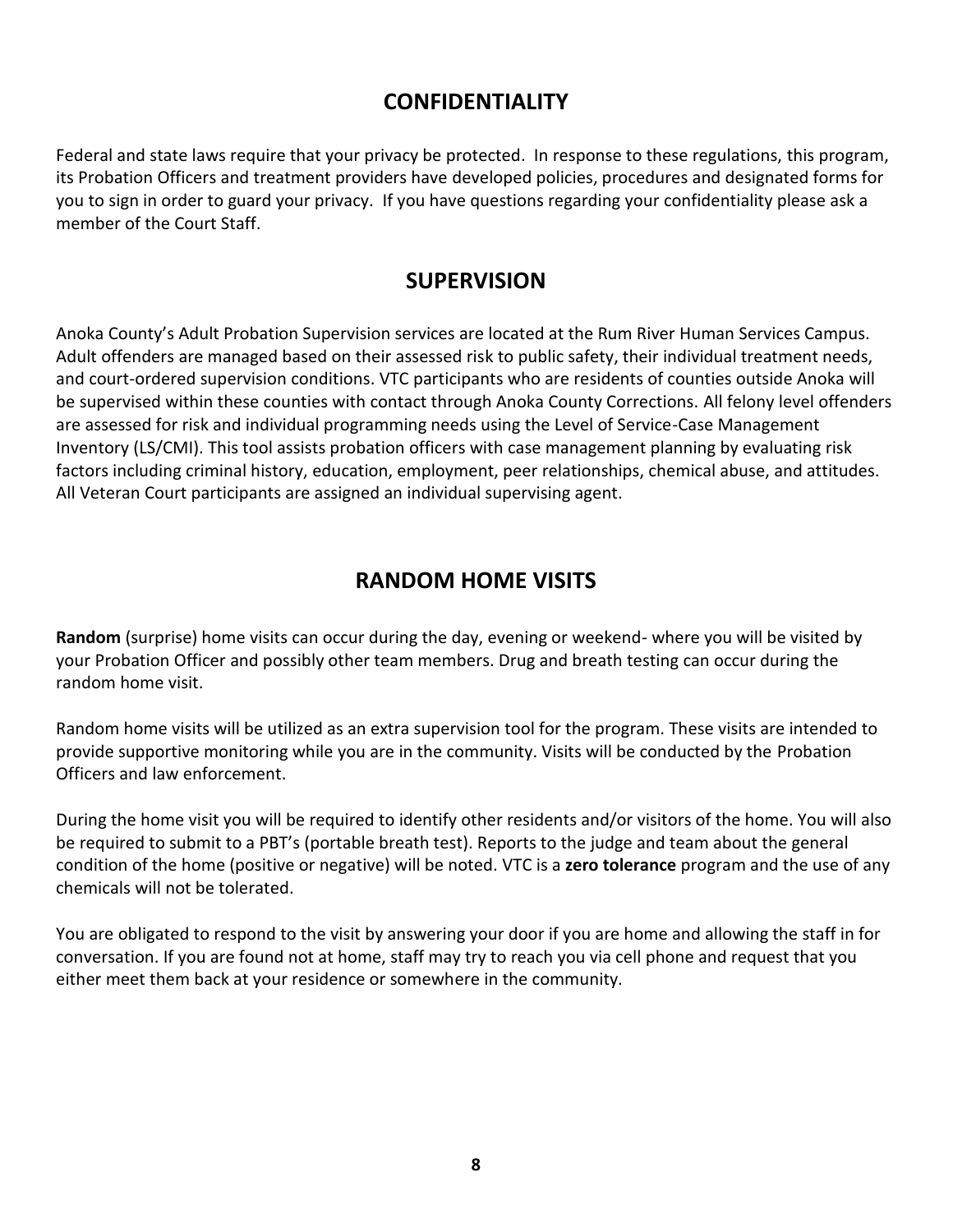## CONFIDENTIALITY

Federal and state laws require that your privacy be protected. In response to these regulations, this program, its Probation Officers and treatment providers have developed policies, procedures and designated forms for you to sign in order to guard your privacy. If you have questions regarding your confidentiality please ask a member of the Court Staff.

## SUPERVISION

Anoka County's Adult Probation Supervision services are located at the Rum River Human Services Campus. Adult offenders are managed based on their assessed risk to public safety, their individual treatment needs, and court-ordered supervision conditions. VTC participants who are residents of counties outside Anoka will be supervised within these counties with contact through Anoka County Corrections. All felony level offenders are assessed for risk and individual programming needs using the Level of Service-Case Management Inventory (LS/CMI). This tool assists probation officers with case management planning by evaluating risk factors including criminal history, education, employment, peer relationships, chemical abuse, and attitudes. All Veteran Court participants are assigned an individual supervising agent.

## RANDOM HOME VISITS

**Random** (surprise) home visits can occur during the day, evening or weekend- where you will be visited by your Probation Officer and possibly other team members. Drug and breath testing can occur during the random home visit.

Random home visits will be utilized as an extra supervision tool for the program. These visits are intended to provide supportive monitoring while you are in the community. Visits will be conducted by the Probation Officers and law enforcement.

During the home visit you will be required to identify other residents and/or visitors of the home. You will also be required to submit to a PBT's (portable breath test). Reports to the judge and team about the general condition of the home (positive or negative) will be noted. VTC is a **zero tolerance** program and the use of any chemicals will not be tolerated.

You are obligated to respond to the visit by answering your door if you are home and allowing the staff in for conversation. If you are found not at home, staff may try to reach you via cell phone and request that you either meet them back at your residence or somewhere in the community.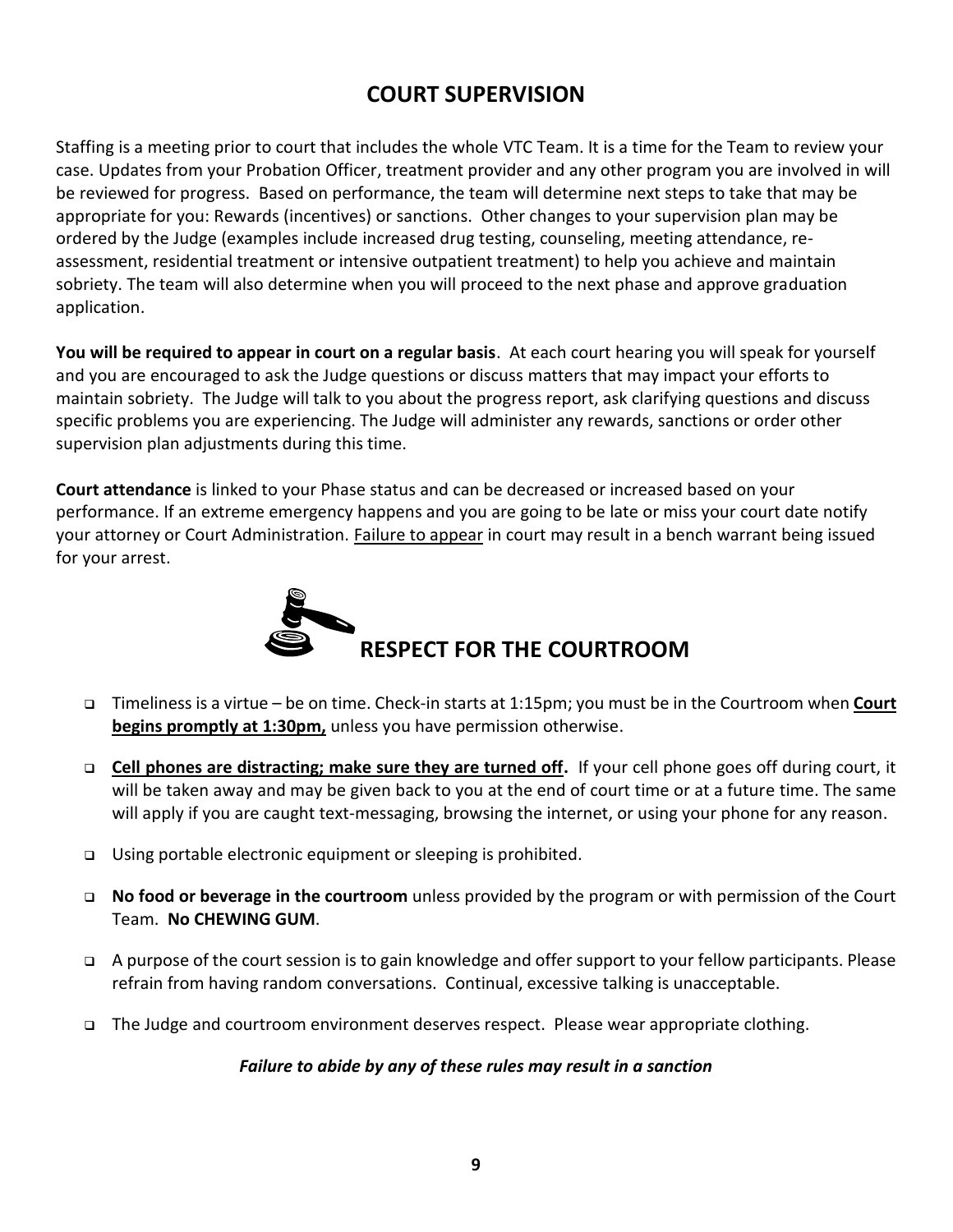## COURT SUPERVISION

Staffing is a meeting prior to court that includes the whole VTC Team. It is a time for the Team to review your case. Updates from your Probation Officer, treatment provider and any other program you are involved in will be reviewed for progress. Based on performance, the team will determine next steps to take that may be appropriate for you: Rewards (incentives) or sanctions. Other changes to your supervision plan may be ordered by the Judge (examples include increased drug testing, counseling, meeting attendance, re-assessment, residential treatment or intensive outpatient treatment) to help you achieve and maintain sobriety. The team will also determine when you will proceed to the next phase and approve graduation application.

**You will be required to appear in court on a regular basis**. At each court hearing you will speak for yourself and you are encouraged to ask the Judge questions or discuss matters that may impact your efforts to maintain sobriety. The Judge will talk to you about the progress report, ask clarifying questions and discuss specific problems you are experiencing. The Judge will administer any rewards, sanctions or order other supervision plan adjustments during this time.

**Court attendance** is linked to your Phase status and can be decreased or increased based on your performance. If an extreme emergency happens and you are going to be late or miss your court date notify your attorney or Court Administration. Failure to appear in court may result in a bench warrant being issued for your arrest.

## RESPECT FOR THE COURTROOM

- Timeliness is a virtue – be on time. Check-in starts at 1:15pm; you must be in the Courtroom when **Court begins promptly at 1:30pm,** unless you have permission otherwise.
- **Cell phones are distracting; make sure they are turned off.** If your cell phone goes off during court, it will be taken away and may be given back to you at the end of court time or at a future time. The same will apply if you are caught text-messaging, browsing the internet, or using your phone for any reason.
- Using portable electronic equipment or sleeping is prohibited.
- **No food or beverage in the courtroom** unless provided by the program or with permission of the Court Team. **No CHEWING GUM**.
- A purpose of the court session is to gain knowledge and offer support to your fellow participants. Please refrain from having random conversations. Continual, excessive talking is unacceptable.
- The Judge and courtroom environment deserves respect. Please wear appropriate clothing.

***Failure to abide by any of these rules may result in a sanction***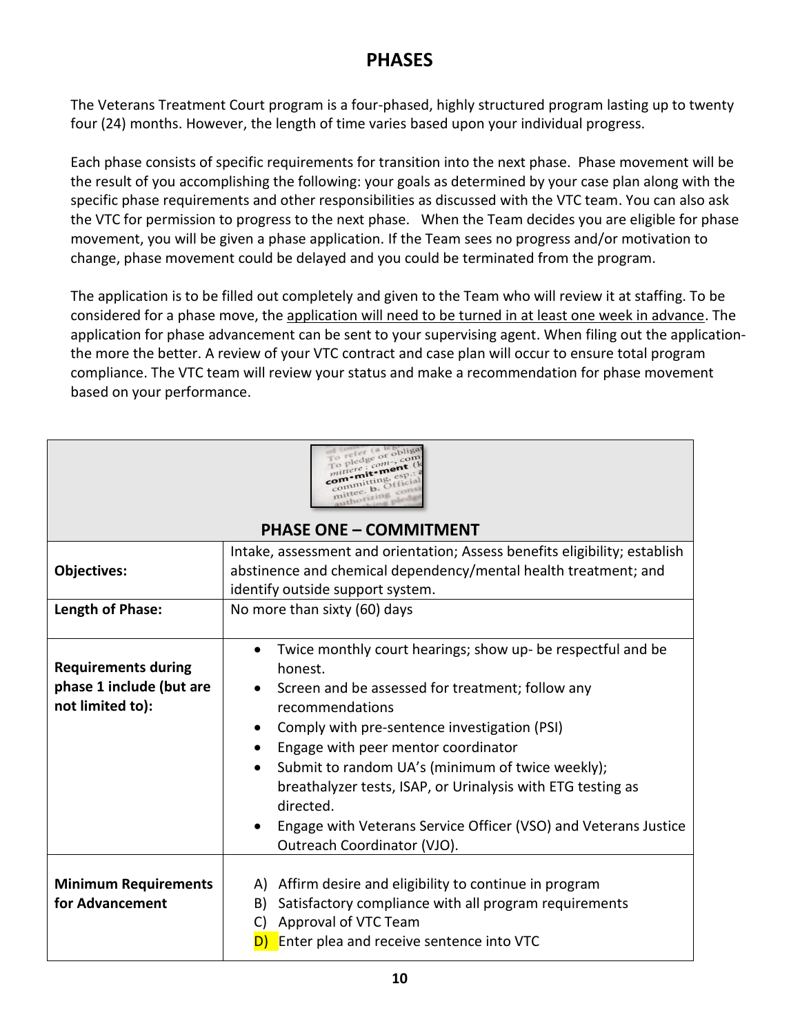# PHASES

The Veterans Treatment Court program is a four-phased, highly structured program lasting up to twenty four (24) months. However, the length of time varies based upon your individual progress.

Each phase consists of specific requirements for transition into the next phase. Phase movement will be the result of you accomplishing the following: your goals as determined by your case plan along with the specific phase requirements and other responsibilities as discussed with the VTC team. You can also ask the VTC for permission to progress to the next phase. When the Team decides you are eligible for phase movement, you will be given a phase application. If the Team sees no progress and/or motivation to change, phase movement could be delayed and you could be terminated from the program.

The application is to be filled out completely and given to the Team who will review it at staffing. To be considered for a phase move, the <u>application will need to be turned in at least one week in advance</u>. The application for phase advancement can be sent to your supervising agent. When filing out the application-the more the better. A review of your VTC contract and case plan will occur to ensure total program compliance. The VTC team will review your status and make a recommendation for phase movement based on your performance.

| PHASE ONE – COMMITMENT | |
|---|---|
| **Objectives:** | Intake, assessment and orientation; Assess benefits eligibility; establish abstinence and chemical dependency/mental health treatment; and identify outside support system. |
| **Length of Phase:** | No more than sixty (60) days |
| **Requirements during phase 1 include (but are not limited to):** | • Twice monthly court hearings; show up- be respectful and be honest.<br>• Screen and be assessed for treatment; follow any recommendations<br>• Comply with pre-sentence investigation (PSI)<br>• Engage with peer mentor coordinator<br>• Submit to random UA's (minimum of twice weekly); breathalyzer tests, ISAP, or Urinalysis with ETG testing as directed.<br>• Engage with Veterans Service Officer (VSO) and Veterans Justice Outreach Coordinator (VJO). |
| **Minimum Requirements for Advancement** | A) Affirm desire and eligibility to continue in program<br>B) Satisfactory compliance with all program requirements<br>C) Approval of VTC Team<br>D) Enter plea and receive sentence into VTC |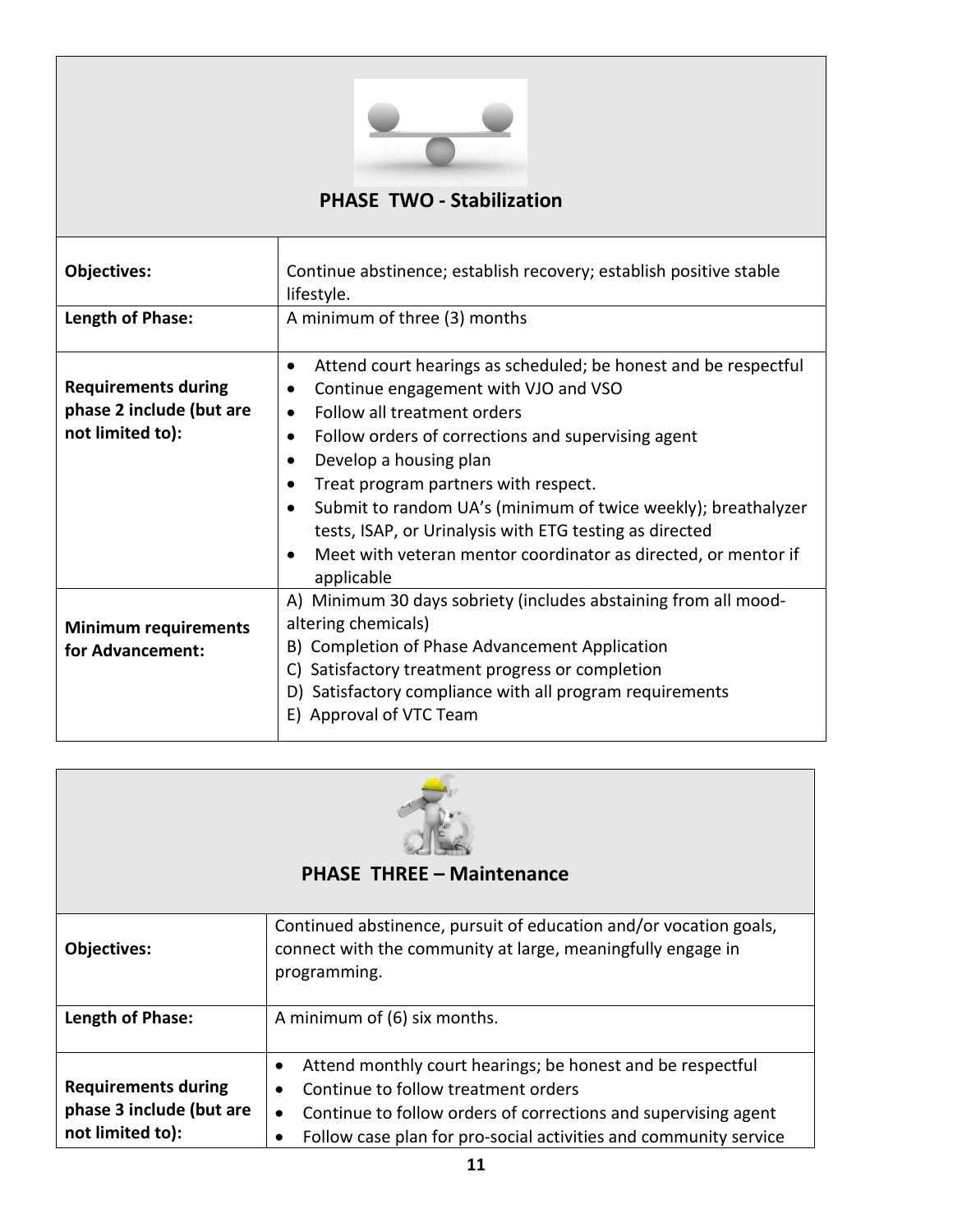## PHASE TWO - Stabilization

| | |
|---|---|
| **Objectives:** | Continue abstinence; establish recovery; establish positive stable lifestyle. |
| **Length of Phase:** | A minimum of three (3) months |
| **Requirements during phase 2 include (but are not limited to):** | • Attend court hearings as scheduled; be honest and be respectful<br>• Continue engagement with VJO and VSO<br>• Follow all treatment orders<br>• Follow orders of corrections and supervising agent<br>• Develop a housing plan<br>• Treat program partners with respect.<br>• Submit to random UA's (minimum of twice weekly); breathalyzer tests, ISAP, or Urinalysis with ETG testing as directed<br>• Meet with veteran mentor coordinator as directed, or mentor if applicable |
| **Minimum requirements for Advancement:** | A) Minimum 30 days sobriety (includes abstaining from all mood-altering chemicals)<br>B) Completion of Phase Advancement Application<br>C) Satisfactory treatment progress or completion<br>D) Satisfactory compliance with all program requirements<br>E) Approval of VTC Team |

## PHASE THREE – Maintenance

| | |
|---|---|
| **Objectives:** | Continued abstinence, pursuit of education and/or vocation goals, connect with the community at large, meaningfully engage in programming. |
| **Length of Phase:** | A minimum of (6) six months. |
| **Requirements during phase 3 include (but are not limited to):** | • Attend monthly court hearings; be honest and be respectful<br>• Continue to follow treatment orders<br>• Continue to follow orders of corrections and supervising agent<br>• Follow case plan for pro-social activities and community service |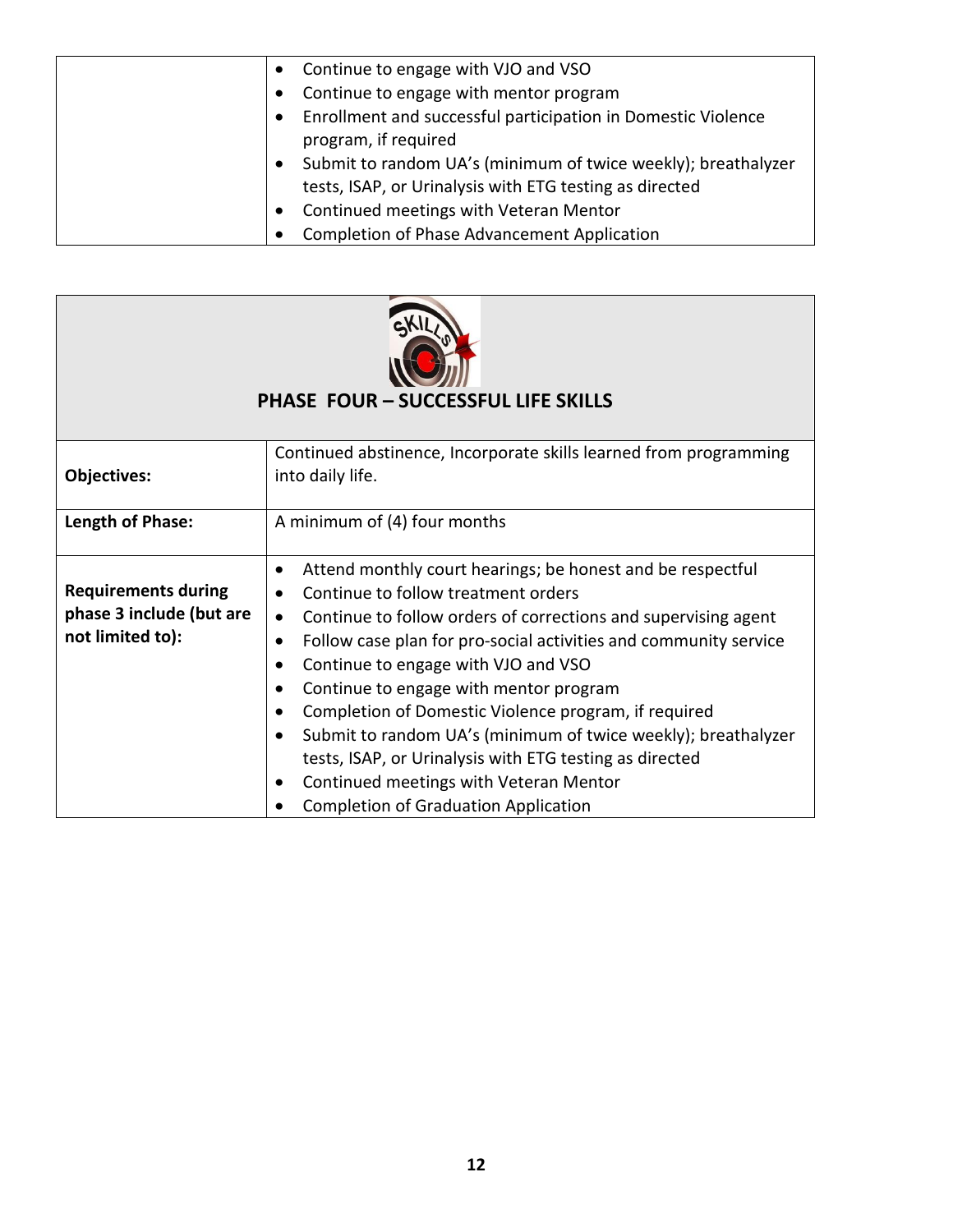| | |
|---|---|
| | • Continue to engage with VJO and VSO<br>• Continue to engage with mentor program<br>• Enrollment and successful participation in Domestic Violence program, if required<br>• Submit to random UA's (minimum of twice weekly); breathalyzer tests, ISAP, or Urinalysis with ETG testing as directed<br>• Continued meetings with Veteran Mentor<br>• Completion of Phase Advancement Application |

## PHASE FOUR – SUCCESSFUL LIFE SKILLS

| | |
|---|---|
| **Objectives:** | Continued abstinence, Incorporate skills learned from programming into daily life. |
| **Length of Phase:** | A minimum of (4) four months |
| **Requirements during phase 3 include (but are not limited to):** | • Attend monthly court hearings; be honest and be respectful<br>• Continue to follow treatment orders<br>• Continue to follow orders of corrections and supervising agent<br>• Follow case plan for pro-social activities and community service<br>• Continue to engage with VJO and VSO<br>• Continue to engage with mentor program<br>• Completion of Domestic Violence program, if required<br>• Submit to random UA's (minimum of twice weekly); breathalyzer tests, ISAP, or Urinalysis with ETG testing as directed<br>• Continued meetings with Veteran Mentor<br>• Completion of Graduation Application |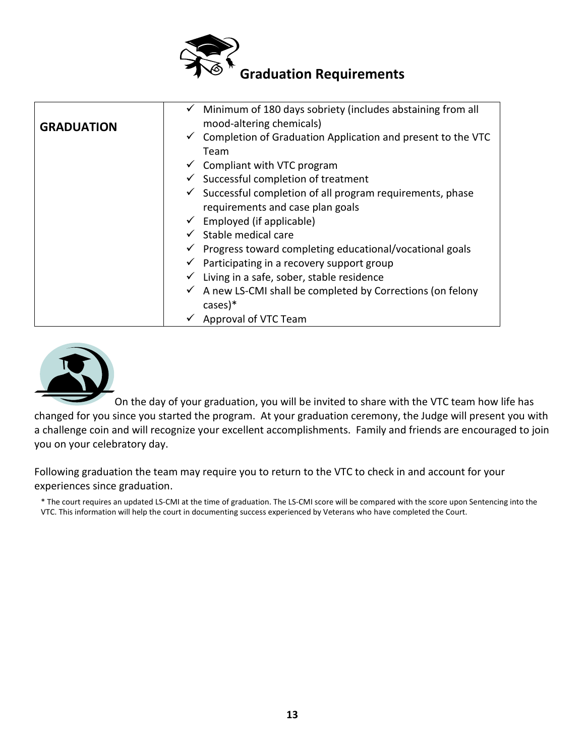# Graduation Requirements

| GRADUATION | ✓ Minimum of 180 days sobriety (includes abstaining from all mood-altering chemicals)<br>✓ Completion of Graduation Application and present to the VTC Team<br>✓ Compliant with VTC program<br>✓ Successful completion of treatment<br>✓ Successful completion of all program requirements, phase requirements and case plan goals<br>✓ Employed (if applicable)<br>✓ Stable medical care<br>✓ Progress toward completing educational/vocational goals<br>✓ Participating in a recovery support group<br>✓ Living in a safe, sober, stable residence<br>✓ A new LS-CMI shall be completed by Corrections (on felony cases)*<br>✓ Approval of VTC Team |
|---|---|

On the day of your graduation, you will be invited to share with the VTC team how life has changed for you since you started the program. At your graduation ceremony, the Judge will present you with a challenge coin and will recognize your excellent accomplishments. Family and friends are encouraged to join you on your celebratory day.

Following graduation the team may require you to return to the VTC to check in and account for your experiences since graduation.

\* The court requires an updated LS-CMI at the time of graduation. The LS-CMI score will be compared with the score upon Sentencing into the VTC. This information will help the court in documenting success experienced by Veterans who have completed the Court.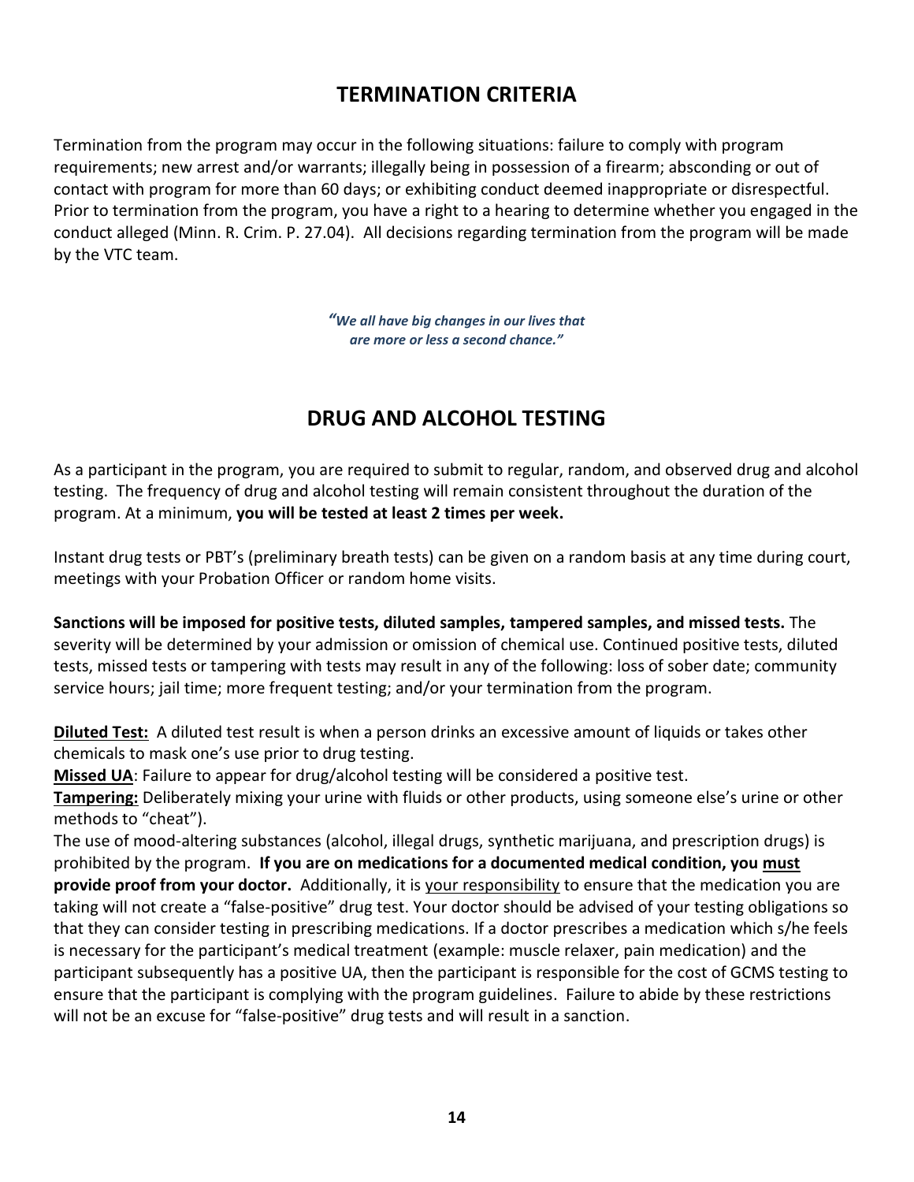## TERMINATION CRITERIA

Termination from the program may occur in the following situations: failure to comply with program requirements; new arrest and/or warrants; illegally being in possession of a firearm; absconding or out of contact with program for more than 60 days; or exhibiting conduct deemed inappropriate or disrespectful. Prior to termination from the program, you have a right to a hearing to determine whether you engaged in the conduct alleged (Minn. R. Crim. P. 27.04). All decisions regarding termination from the program will be made by the VTC team.

*"We all have big changes in our lives that are more or less a second chance."*

## DRUG AND ALCOHOL TESTING

As a participant in the program, you are required to submit to regular, random, and observed drug and alcohol testing. The frequency of drug and alcohol testing will remain consistent throughout the duration of the program. At a minimum, **you will be tested at least 2 times per week.**

Instant drug tests or PBT's (preliminary breath tests) can be given on a random basis at any time during court, meetings with your Probation Officer or random home visits.

**Sanctions will be imposed for positive tests, diluted samples, tampered samples, and missed tests.** The severity will be determined by your admission or omission of chemical use. Continued positive tests, diluted tests, missed tests or tampering with tests may result in any of the following: loss of sober date; community service hours; jail time; more frequent testing; and/or your termination from the program.

**Diluted Test:** A diluted test result is when a person drinks an excessive amount of liquids or takes other chemicals to mask one's use prior to drug testing.
**Missed UA**: Failure to appear for drug/alcohol testing will be considered a positive test.
**Tampering:** Deliberately mixing your urine with fluids or other products, using someone else's urine or other methods to "cheat").
The use of mood-altering substances (alcohol, illegal drugs, synthetic marijuana, and prescription drugs) is prohibited by the program. **If you are on medications for a documented medical condition, you must provide proof from your doctor.** Additionally, it is your responsibility to ensure that the medication you are taking will not create a "false-positive" drug test. Your doctor should be advised of your testing obligations so that they can consider testing in prescribing medications. If a doctor prescribes a medication which s/he feels is necessary for the participant's medical treatment (example: muscle relaxer, pain medication) and the participant subsequently has a positive UA, then the participant is responsible for the cost of GCMS testing to ensure that the participant is complying with the program guidelines. Failure to abide by these restrictions will not be an excuse for "false-positive" drug tests and will result in a sanction.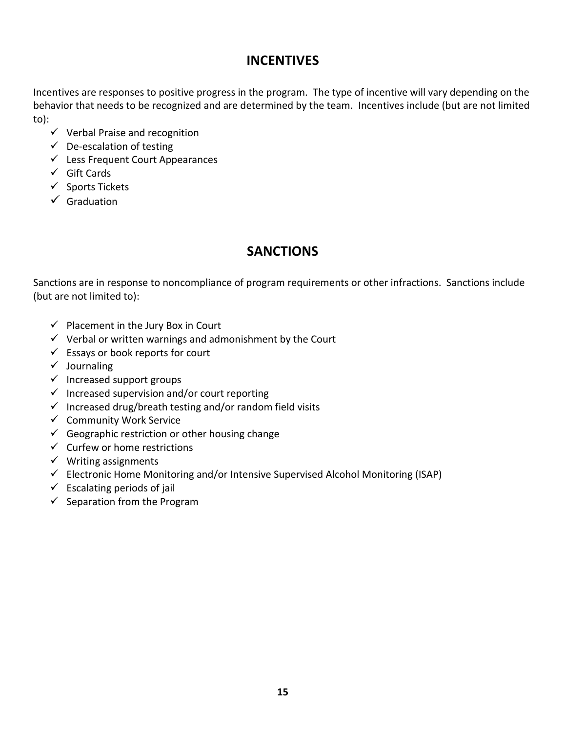## INCENTIVES

Incentives are responses to positive progress in the program. The type of incentive will vary depending on the behavior that needs to be recognized and are determined by the team. Incentives include (but are not limited to):

- ✓ Verbal Praise and recognition
- ✓ De-escalation of testing
- ✓ Less Frequent Court Appearances
- ✓ Gift Cards
- ✓ Sports Tickets
- ✓ Graduation

## SANCTIONS

Sanctions are in response to noncompliance of program requirements or other infractions. Sanctions include (but are not limited to):

- ✓ Placement in the Jury Box in Court
- ✓ Verbal or written warnings and admonishment by the Court
- ✓ Essays or book reports for court
- ✓ Journaling
- ✓ Increased support groups
- ✓ Increased supervision and/or court reporting
- ✓ Increased drug/breath testing and/or random field visits
- ✓ Community Work Service
- ✓ Geographic restriction or other housing change
- ✓ Curfew or home restrictions
- ✓ Writing assignments
- ✓ Electronic Home Monitoring and/or Intensive Supervised Alcohol Monitoring (ISAP)
- ✓ Escalating periods of jail
- ✓ Separation from the Program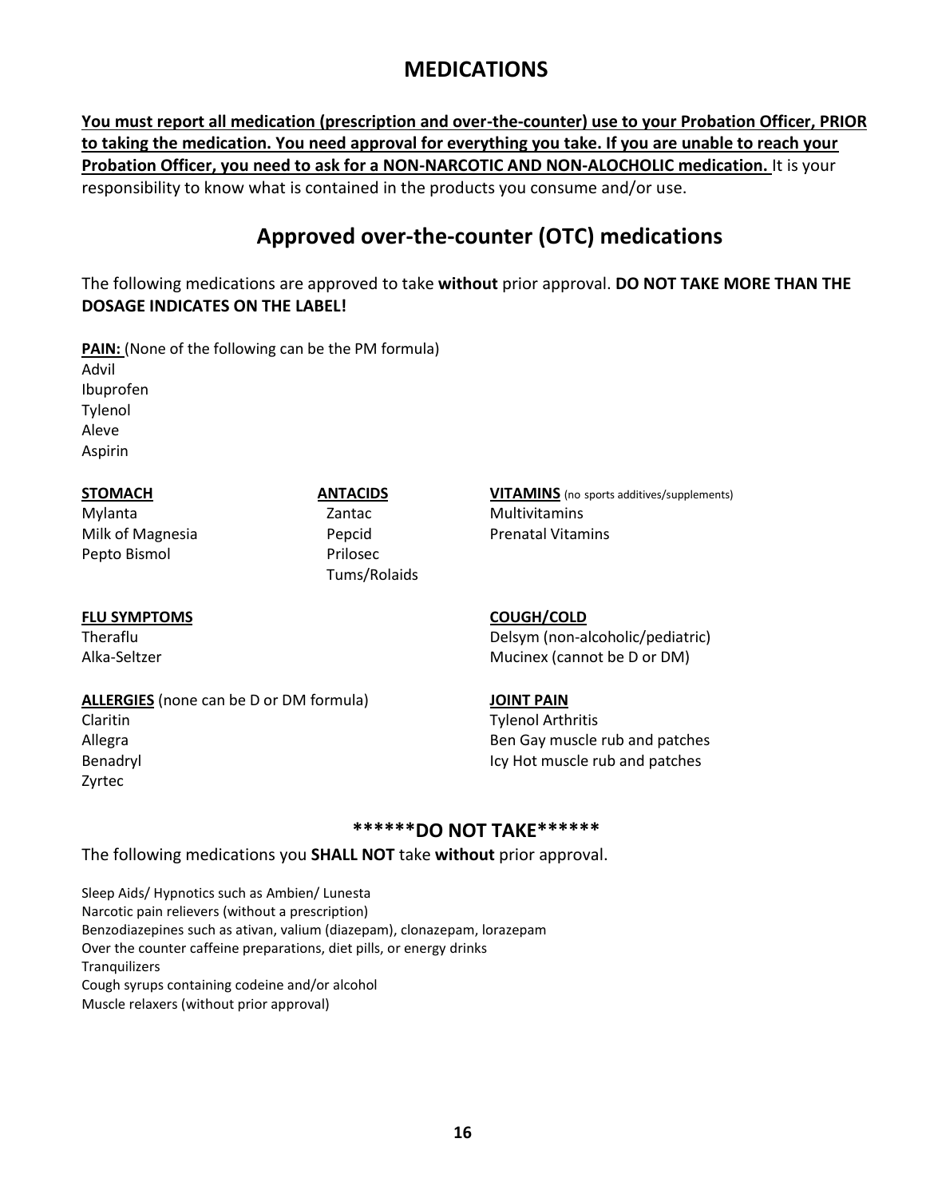# MEDICATIONS

**<u>You must report all medication (prescription and over-the-counter) use to your Probation Officer, PRIOR to taking the medication. You need approval for everything you take. If you are unable to reach your Probation Officer, you need to ask for a NON-NARCOTIC AND NON-ALOCHOLIC medication.</u>** It is your responsibility to know what is contained in the products you consume and/or use.

## Approved over-the-counter (OTC) medications

The following medications are approved to take **without** prior approval. **DO NOT TAKE MORE THAN THE DOSAGE INDICATES ON THE LABEL!**

**<u>PAIN:</u>** (None of the following can be the PM formula)

Advil
Ibuprofen
Tylenol
Aleve
Aspirin

**<u>STOMACH</u>**

Mylanta
Milk of Magnesia
Pepto Bismol

**<u>ANTACIDS</u>**

Zantac
Pepcid
Prilosec
Tums/Rolaids

**<u>VITAMINS</u>** (no sports additives/supplements)

Multivitamins
Prenatal Vitamins

**<u>FLU SYMPTOMS</u>**

Theraflu
Alka-Seltzer

**<u>COUGH/COLD</u>**

Delsym (non-alcoholic/pediatric)
Mucinex (cannot be D or DM)

**<u>ALLERGIES</u>** (none can be D or DM formula)

Claritin
Allegra
Benadryl
Zyrtec

**<u>JOINT PAIN</u>**

Tylenol Arthritis
Ben Gay muscle rub and patches
Icy Hot muscle rub and patches

### ******DO NOT TAKE******

The following medications you **SHALL NOT** take **without** prior approval.

Sleep Aids/ Hypnotics such as Ambien/ Lunesta
Narcotic pain relievers (without a prescription)
Benzodiazepines such as ativan, valium (diazepam), clonazepam, lorazepam
Over the counter caffeine preparations, diet pills, or energy drinks
Tranquilizers
Cough syrups containing codeine and/or alcohol
Muscle relaxers (without prior approval)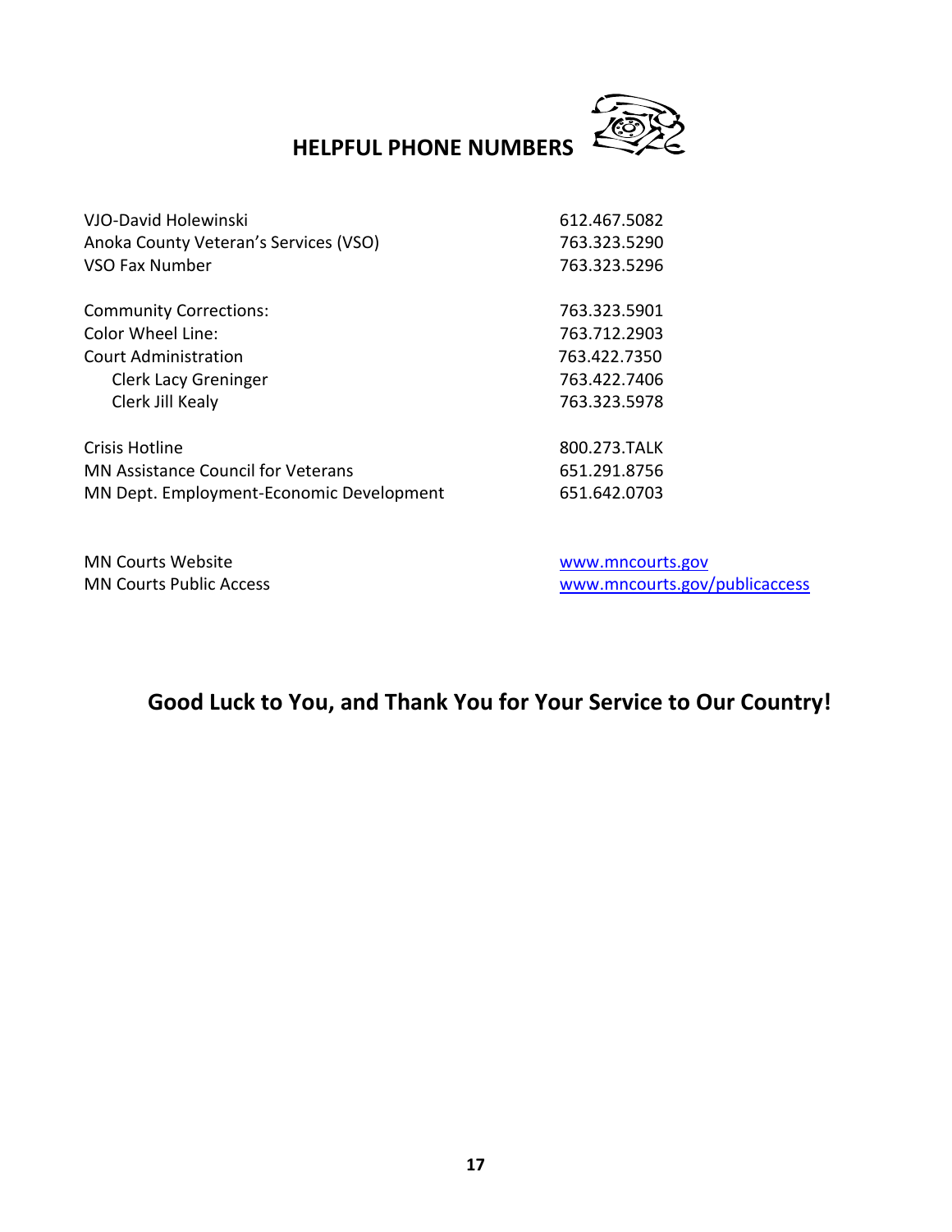## HELPFUL PHONE NUMBERS

| | |
|---|---|
| VJO-David Holewinski | 612.467.5082 |
| Anoka County Veteran's Services (VSO) | 763.323.5290 |
| VSO Fax Number | 763.323.5296 |
| | |
| Community Corrections: | 763.323.5901 |
| Color Wheel Line: | 763.712.2903 |
| Court Administration | 763.422.7350 |
| Clerk Lacy Greninger | 763.422.7406 |
| Clerk Jill Kealy | 763.323.5978 |
| | |
| Crisis Hotline | 800.273.TALK |
| MN Assistance Council for Veterans | 651.291.8756 |
| MN Dept. Employment-Economic Development | 651.642.0703 |
| | |
| MN Courts Website | www.mncourts.gov |
| MN Courts Public Access | www.mncourts.gov/publicaccess |

**Good Luck to You, and Thank You for Your Service to Our Country!**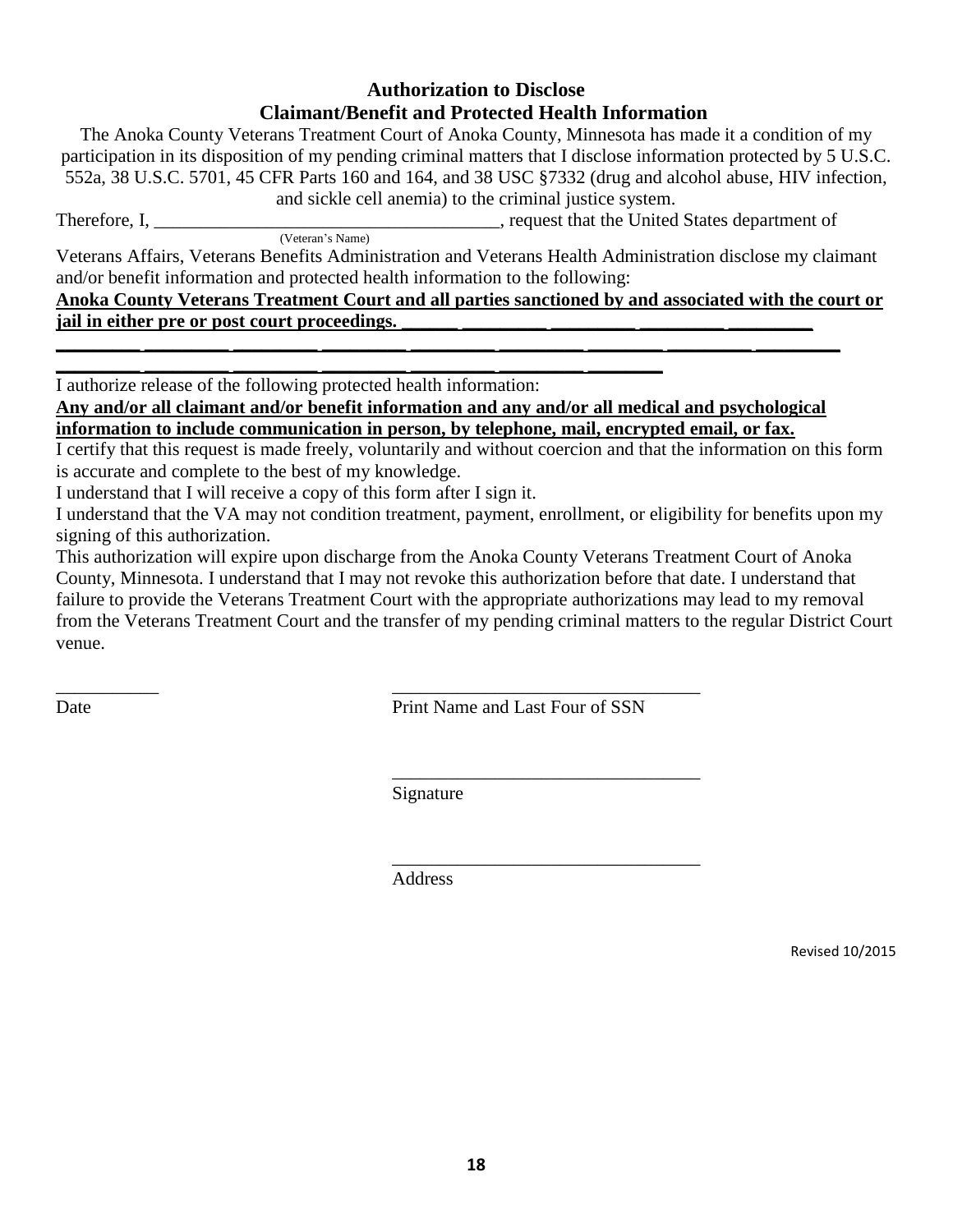## Authorization to Disclose
## Claimant/Benefit and Protected Health Information

The Anoka County Veterans Treatment Court of Anoka County, Minnesota has made it a condition of my participation in its disposition of my pending criminal matters that I disclose information protected by 5 U.S.C. 552a, 38 U.S.C. 5701, 45 CFR Parts 160 and 164, and 38 USC §7332 (drug and alcohol abuse, HIV infection, and sickle cell anemia) to the criminal justice system.

Therefore, I, _____________________________________, request that the United States department of
(Veteran's Name)

Veterans Affairs, Veterans Benefits Administration and Veterans Health Administration disclose my claimant and/or benefit information and protected health information to the following:

**Anoka County Veterans Treatment Court and all parties sanctioned by and associated with the court or jail in either pre or post court proceedings.** ______________________________________________

______________________________________________________________________________________

______________________________________________________________

I authorize release of the following protected health information:

**Any and/or all claimant and/or benefit information and any and/or all medical and psychological information to include communication in person, by telephone, mail, encrypted email, or fax.**

I certify that this request is made freely, voluntarily and without coercion and that the information on this form is accurate and complete to the best of my knowledge.

I understand that I will receive a copy of this form after I sign it.

I understand that the VA may not condition treatment, payment, enrollment, or eligibility for benefits upon my signing of this authorization.

This authorization will expire upon discharge from the Anoka County Veterans Treatment Court of Anoka County, Minnesota. I understand that I may not revoke this authorization before that date. I understand that failure to provide the Veterans Treatment Court with the appropriate authorizations may lead to my removal from the Veterans Treatment Court and the transfer of my pending criminal matters to the regular District Court venue.

___________ &nbsp;&nbsp;&nbsp;&nbsp;&nbsp;&nbsp;&nbsp;&nbsp;&nbsp;&nbsp; _________________________________
Date &nbsp;&nbsp;&nbsp;&nbsp;&nbsp;&nbsp;&nbsp;&nbsp;&nbsp;&nbsp;&nbsp;&nbsp;&nbsp;&nbsp;&nbsp;&nbsp;&nbsp;&nbsp;&nbsp;&nbsp; Print Name and Last Four of SSN

_________________________________
Signature

_________________________________
Address

Revised 10/2015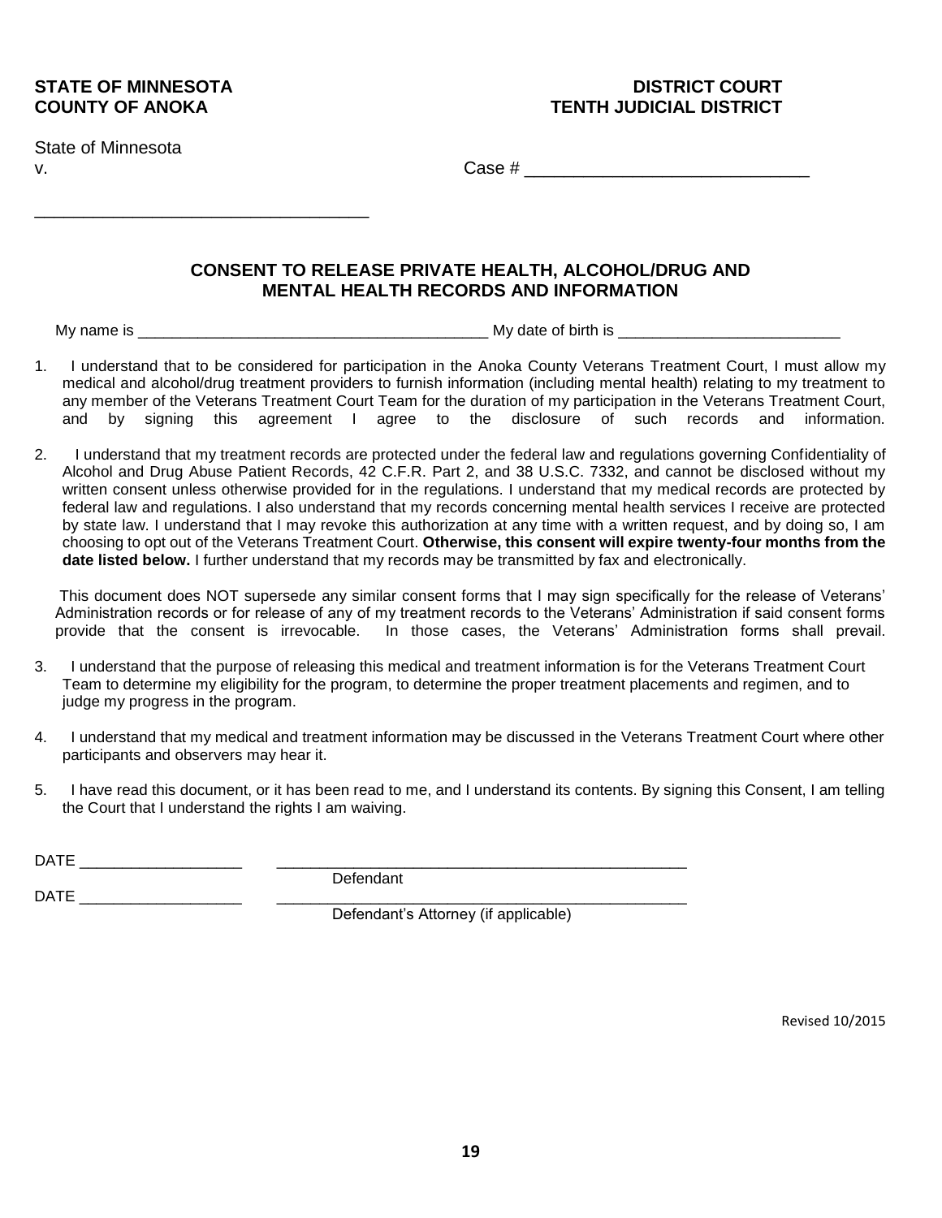**STATE OF MINNESOTA** **DISTRICT COURT**
**COUNTY OF ANOKA** **TENTH JUDICIAL DISTRICT**

State of Minnesota
v. Case # ______________________________

___________________________________

## CONSENT TO RELEASE PRIVATE HEALTH, ALCOHOL/DRUG AND MENTAL HEALTH RECORDS AND INFORMATION

My name is _________________________________________ My date of birth is __________________________

1. I understand that to be considered for participation in the Anoka County Veterans Treatment Court, I must allow my medical and alcohol/drug treatment providers to furnish information (including mental health) relating to my treatment to any member of the Veterans Treatment Court Team for the duration of my participation in the Veterans Treatment Court, and by signing this agreement I agree to the disclosure of such records and information.

2. I understand that my treatment records are protected under the federal law and regulations governing Confidentiality of Alcohol and Drug Abuse Patient Records, 42 C.F.R. Part 2, and 38 U.S.C. 7332, and cannot be disclosed without my written consent unless otherwise provided for in the regulations. I understand that my medical records are protected by federal law and regulations. I also understand that my records concerning mental health services I receive are protected by state law. I understand that I may revoke this authorization at any time with a written request, and by doing so, I am choosing to opt out of the Veterans Treatment Court. **Otherwise, this consent will expire twenty-four months from the date listed below.** I further understand that my records may be transmitted by fax and electronically.

   This document does NOT supersede any similar consent forms that I may sign specifically for the release of Veterans' Administration records or for release of any of my treatment records to the Veterans' Administration if said consent forms provide that the consent is irrevocable. In those cases, the Veterans' Administration forms shall prevail.

3. I understand that the purpose of releasing this medical and treatment information is for the Veterans Treatment Court Team to determine my eligibility for the program, to determine the proper treatment placements and regimen, and to judge my progress in the program.

4. I understand that my medical and treatment information may be discussed in the Veterans Treatment Court where other participants and observers may hear it.

5. I have read this document, or it has been read to me, and I understand its contents. By signing this Consent, I am telling the Court that I understand the rights I am waiving.

DATE ___________________ __________________________________________________
Defendant

DATE ___________________ __________________________________________________
Defendant's Attorney (if applicable)

Revised 10/2015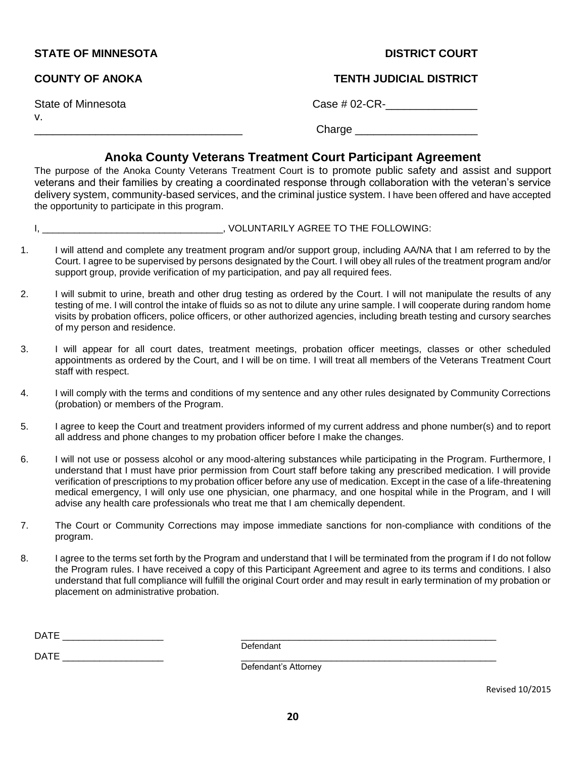**STATE OF MINNESOTA** **DISTRICT COURT**

**COUNTY OF ANOKA** **TENTH JUDICIAL DISTRICT**

State of Minnesota Case # 02-CR-_______________

v.

__________________________________ Charge ____________________

## Anoka County Veterans Treatment Court Participant Agreement

The purpose of the Anoka County Veterans Treatment Court is to promote public safety and assist and support veterans and their families by creating a coordinated response through collaboration with the veteran's service delivery system, community-based services, and the criminal justice system. I have been offered and have accepted the opportunity to participate in this program.

I, _________________________________, VOLUNTARILY AGREE TO THE FOLLOWING:

1. I will attend and complete any treatment program and/or support group, including AA/NA that I am referred to by the Court. I agree to be supervised by persons designated by the Court. I will obey all rules of the treatment program and/or support group, provide verification of my participation, and pay all required fees.

2. I will submit to urine, breath and other drug testing as ordered by the Court. I will not manipulate the results of any testing of me. I will control the intake of fluids so as not to dilute any urine sample. I will cooperate during random home visits by probation officers, police officers, or other authorized agencies, including breath testing and cursory searches of my person and residence.

3. I will appear for all court dates, treatment meetings, probation officer meetings, classes or other scheduled appointments as ordered by the Court, and I will be on time. I will treat all members of the Veterans Treatment Court staff with respect.

4. I will comply with the terms and conditions of my sentence and any other rules designated by Community Corrections (probation) or members of the Program.

5. I agree to keep the Court and treatment providers informed of my current address and phone number(s) and to report all address and phone changes to my probation officer before I make the changes.

6. I will not use or possess alcohol or any mood-altering substances while participating in the Program. Furthermore, I understand that I must have prior permission from Court staff before taking any prescribed medication. I will provide verification of prescriptions to my probation officer before any use of medication. Except in the case of a life-threatening medical emergency, I will only use one physician, one pharmacy, and one hospital while in the Program, and I will advise any health care professionals who treat me that I am chemically dependent.

7. The Court or Community Corrections may impose immediate sanctions for non-compliance with conditions of the program.

8. I agree to the terms set forth by the Program and understand that I will be terminated from the program if I do not follow the Program rules. I have received a copy of this Participant Agreement and agree to its terms and conditions. I also understand that full compliance will fulfill the original Court order and may result in early termination of my probation or placement on administrative probation.

DATE ___________________ ___________________________________________________
Defendant

DATE ___________________ ___________________________________________________
Defendant's Attorney

Revised 10/2015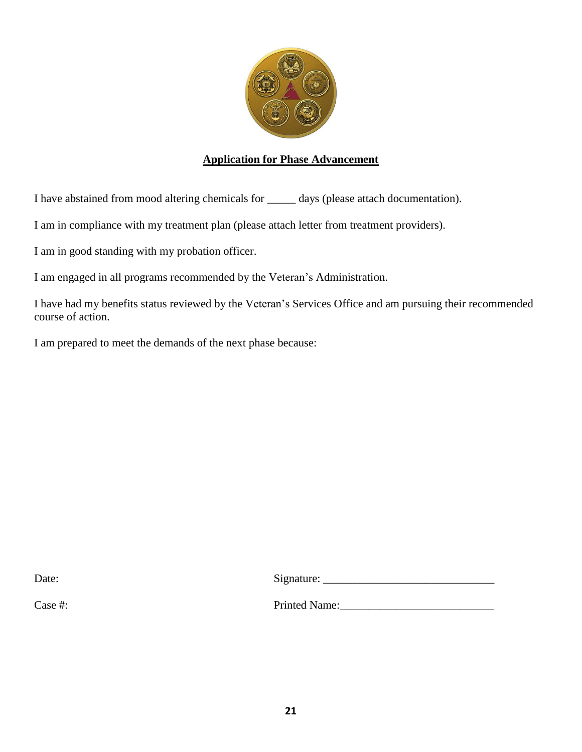**Application for Phase Advancement**

I have abstained from mood altering chemicals for _____ days (please attach documentation).

I am in compliance with my treatment plan (please attach letter from treatment providers).

I am in good standing with my probation officer.

I am engaged in all programs recommended by the Veteran's Administration.

I have had my benefits status reviewed by the Veteran's Services Office and am pursuing their recommended course of action.

I am prepared to meet the demands of the next phase because:

Date:

Signature: ______________________________

Case #:

Printed Name:___________________________